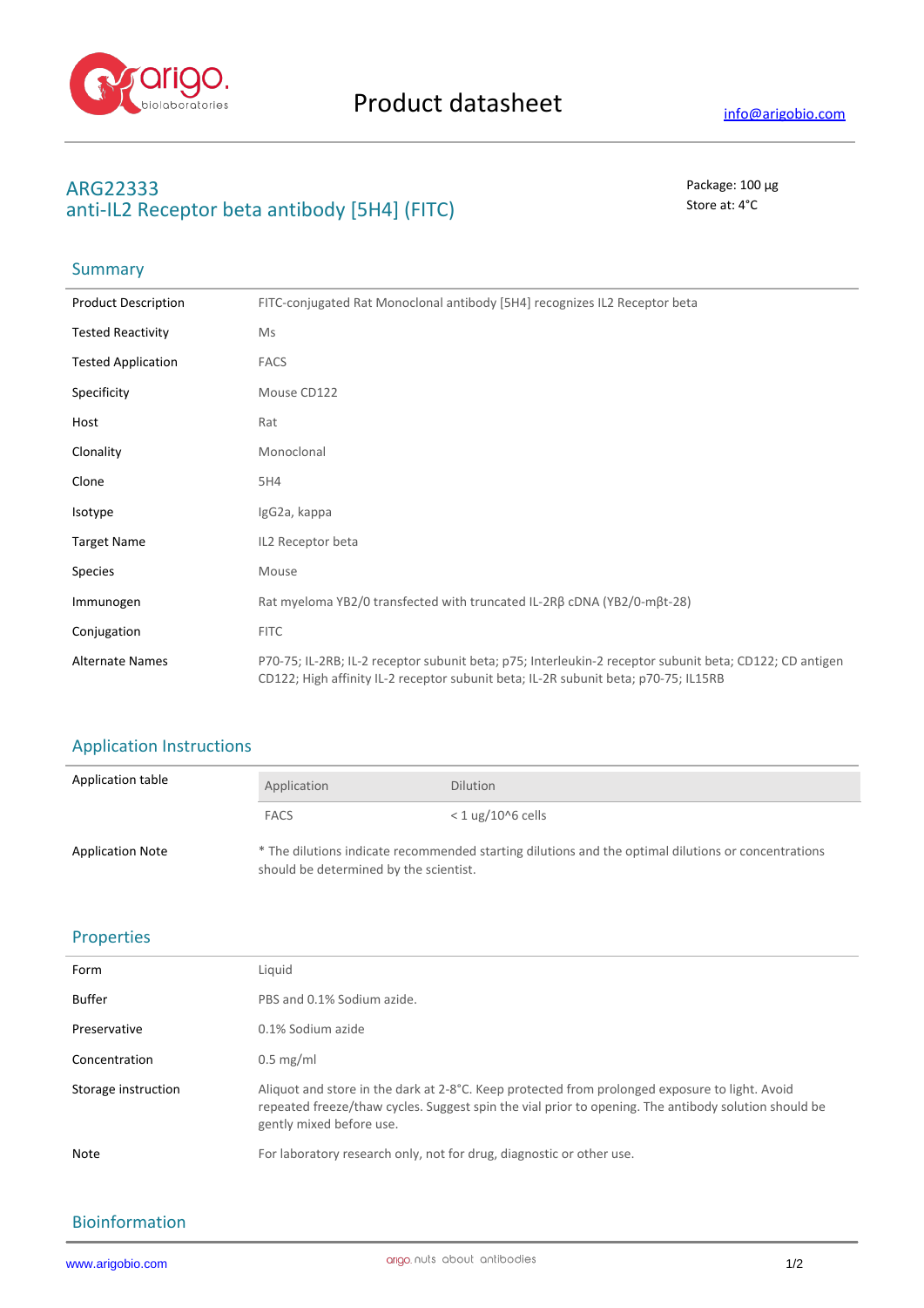# Product datasheet

info@arigobio.com

## ARG22333
## anti-IL2 Receptor beta antibody [5H4] (FITC)

Package: 100 μg
Store at: 4°C

## Summary

| | |
|---|---|
| Product Description | FITC-conjugated Rat Monoclonal antibody [5H4] recognizes IL2 Receptor beta |
| Tested Reactivity | Ms |
| Tested Application | FACS |
| Specificity | Mouse CD122 |
| Host | Rat |
| Clonality | Monoclonal |
| Clone | 5H4 |
| Isotype | IgG2a, kappa |
| Target Name | IL2 Receptor beta |
| Species | Mouse |
| Immunogen | Rat myeloma YB2/0 transfected with truncated IL-2Rβ cDNA (YB2/0-mβt-28) |
| Conjugation | FITC |
| Alternate Names | P70-75; IL-2RB; IL-2 receptor subunit beta; p75; Interleukin-2 receptor subunit beta; CD122; CD antigen CD122; High affinity IL-2 receptor subunit beta; IL-2R subunit beta; p70-75; IL15RB |

## Application Instructions

Application table

| Application | Dilution |
|---|---|
| FACS | < 1 ug/10^6 cells |

Application Note: * The dilutions indicate recommended starting dilutions and the optimal dilutions or concentrations should be determined by the scientist.

## Properties

| | |
|---|---|
| Form | Liquid |
| Buffer | PBS and 0.1% Sodium azide. |
| Preservative | 0.1% Sodium azide |
| Concentration | 0.5 mg/ml |
| Storage instruction | Aliquot and store in the dark at 2-8°C. Keep protected from prolonged exposure to light. Avoid repeated freeze/thaw cycles. Suggest spin the vial prior to opening. The antibody solution should be gently mixed before use. |
| Note | For laboratory research only, not for drug, diagnostic or other use. |

## Bioinformation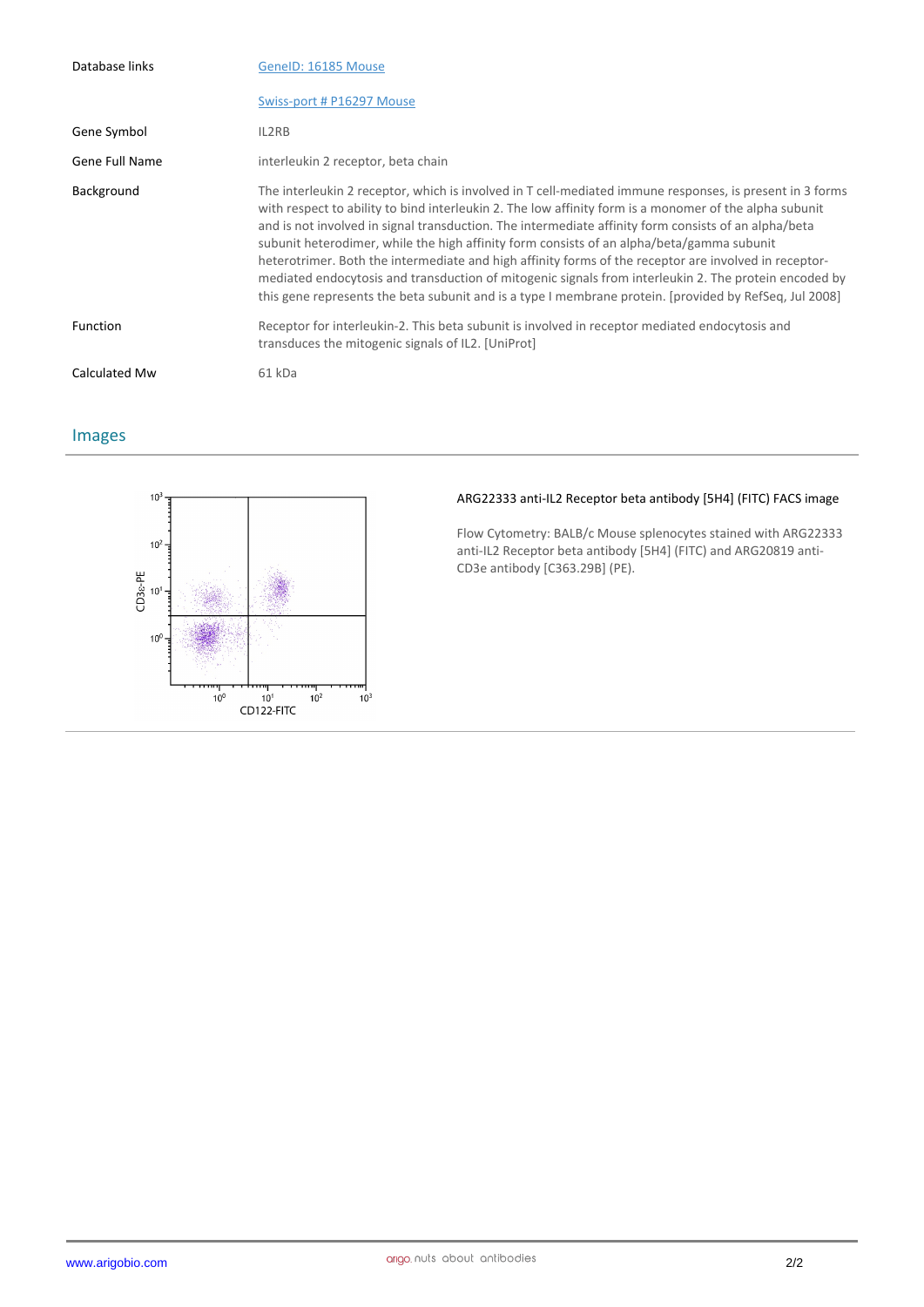| | |
|---|---|
| Database links | GeneID: 16185 Mouse |
| | Swiss-port # P16297 Mouse |
| Gene Symbol | IL2RB |
| Gene Full Name | interleukin 2 receptor, beta chain |
| Background | The interleukin 2 receptor, which is involved in T cell-mediated immune responses, is present in 3 forms with respect to ability to bind interleukin 2. The low affinity form is a monomer of the alpha subunit and is not involved in signal transduction. The intermediate affinity form consists of an alpha/beta subunit heterodimer, while the high affinity form consists of an alpha/beta/gamma subunit heterotrimer. Both the intermediate and high affinity forms of the receptor are involved in receptor-mediated endocytosis and transduction of mitogenic signals from interleukin 2. The protein encoded by this gene represents the beta subunit and is a type I membrane protein. [provided by RefSeq, Jul 2008] |
| Function | Receptor for interleukin-2. This beta subunit is involved in receptor mediated endocytosis and transduces the mitogenic signals of IL2. [UniProt] |
| Calculated Mw | 61 kDa |

## Images

CD3ε-PE

$10^3$
$10^2$
$10^1$
$10^0$

$10^0$ $10^1$ $10^2$ $10^3$

CD122-FITC

**ARG22333 anti-IL2 Receptor beta antibody [5H4] (FITC) FACS image**

Flow Cytometry: BALB/c Mouse splenocytes stained with ARG22333 anti-IL2 Receptor beta antibody [5H4] (FITC) and ARG20819 anti-CD3e antibody [C363.29B] (PE).